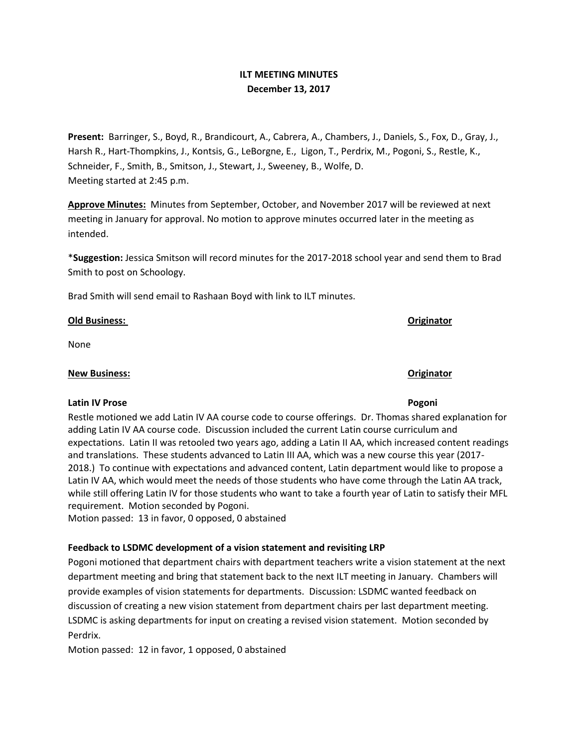# ILT MEETING MINUTES
## December 13, 2017

**Present:** Barringer, S., Boyd, R., Brandicourt, A., Cabrera, A., Chambers, J., Daniels, S., Fox, D., Gray, J., Harsh R., Hart-Thompkins, J., Kontsis, G., LeBorgne, E., Ligon, T., Perdrix, M., Pogoni, S., Restle, K., Schneider, F., Smith, B., Smitson, J., Stewart, J., Sweeney, B., Wolfe, D.
Meeting started at 2:45 p.m.

**Approve Minutes:** Minutes from September, October, and November 2017 will be reviewed at next meeting in January for approval. No motion to approve minutes occurred later in the meeting as intended.

***Suggestion:** Jessica Smitson will record minutes for the 2017-2018 school year and send them to Brad Smith to post on Schoology.

Brad Smith will send email to Rashaan Boyd with link to ILT minutes.

**Old Business:** **Originator**

None

**New Business:** **Originator**

**Latin IV Prose** **Pogoni**

Restle motioned we add Latin IV AA course code to course offerings. Dr. Thomas shared explanation for adding Latin IV AA course code. Discussion included the current Latin course curriculum and expectations. Latin II was retooled two years ago, adding a Latin II AA, which increased content readings and translations. These students advanced to Latin III AA, which was a new course this year (2017-2018.) To continue with expectations and advanced content, Latin department would like to propose a Latin IV AA, which would meet the needs of those students who have come through the Latin AA track, while still offering Latin IV for those students who want to take a fourth year of Latin to satisfy their MFL requirement. Motion seconded by Pogoni.
Motion passed: 13 in favor, 0 opposed, 0 abstained

**Feedback to LSDMC development of a vision statement and revisiting LRP**

Pogoni motioned that department chairs with department teachers write a vision statement at the next department meeting and bring that statement back to the next ILT meeting in January. Chambers will provide examples of vision statements for departments. Discussion: LSDMC wanted feedback on discussion of creating a new vision statement from department chairs per last department meeting. LSDMC is asking departments for input on creating a revised vision statement. Motion seconded by Perdrix.
Motion passed: 12 in favor, 1 opposed, 0 abstained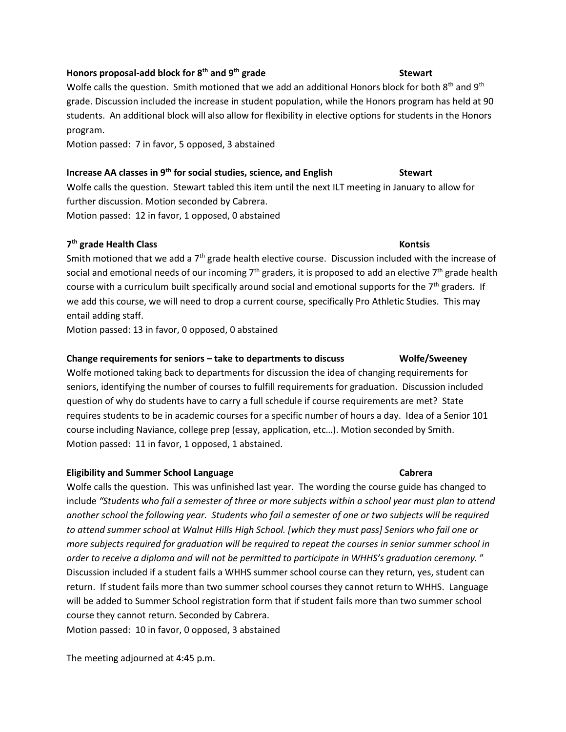**Honors proposal-add block for 8th and 9th grade** **Stewart**

Wolfe calls the question. Smith motioned that we add an additional Honors block for both 8th and 9th grade. Discussion included the increase in student population, while the Honors program has held at 90 students. An additional block will also allow for flexibility in elective options for students in the Honors program.

Motion passed: 7 in favor, 5 opposed, 3 abstained

**Increase AA classes in 9th for social studies, science, and English** **Stewart**

Wolfe calls the question. Stewart tabled this item until the next ILT meeting in January to allow for further discussion. Motion seconded by Cabrera.

Motion passed: 12 in favor, 1 opposed, 0 abstained

**7th grade Health Class** **Kontsis**

Smith motioned that we add a 7th grade health elective course. Discussion included with the increase of social and emotional needs of our incoming 7th graders, it is proposed to add an elective 7th grade health course with a curriculum built specifically around social and emotional supports for the 7th graders. If we add this course, we will need to drop a current course, specifically Pro Athletic Studies. This may entail adding staff.

Motion passed: 13 in favor, 0 opposed, 0 abstained

**Change requirements for seniors – take to departments to discuss** **Wolfe/Sweeney**

Wolfe motioned taking back to departments for discussion the idea of changing requirements for seniors, identifying the number of courses to fulfill requirements for graduation. Discussion included question of why do students have to carry a full schedule if course requirements are met? State requires students to be in academic courses for a specific number of hours a day. Idea of a Senior 101 course including Naviance, college prep (essay, application, etc…). Motion seconded by Smith.

Motion passed: 11 in favor, 1 opposed, 1 abstained.

**Eligibility and Summer School Language** **Cabrera**

Wolfe calls the question. This was unfinished last year. The wording the course guide has changed to include *"Students who fail a semester of three or more subjects within a school year must plan to attend another school the following year. Students who fail a semester of one or two subjects will be required to attend summer school at Walnut Hills High School. [which they must pass] Seniors who fail one or more subjects required for graduation will be required to repeat the courses in senior summer school in order to receive a diploma and will not be permitted to participate in WHHS's graduation ceremony.* " Discussion included if a student fails a WHHS summer school course can they return, yes, student can return. If student fails more than two summer school courses they cannot return to WHHS. Language will be added to Summer School registration form that if student fails more than two summer school course they cannot return. Seconded by Cabrera.

Motion passed: 10 in favor, 0 opposed, 3 abstained

The meeting adjourned at 4:45 p.m.